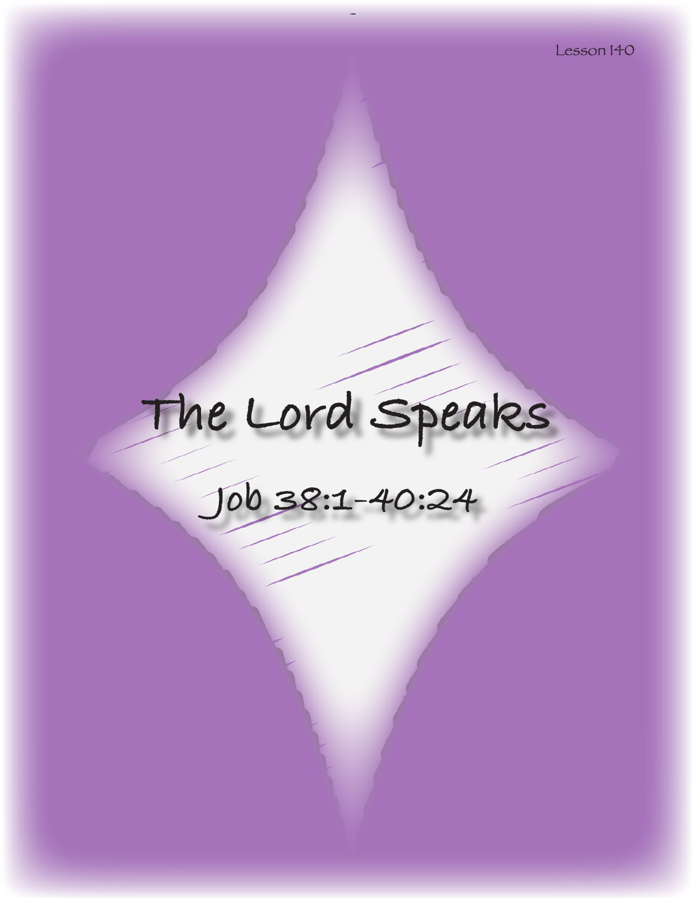Lesson 140

# The Lord Speaks

## Job 38:1-40:24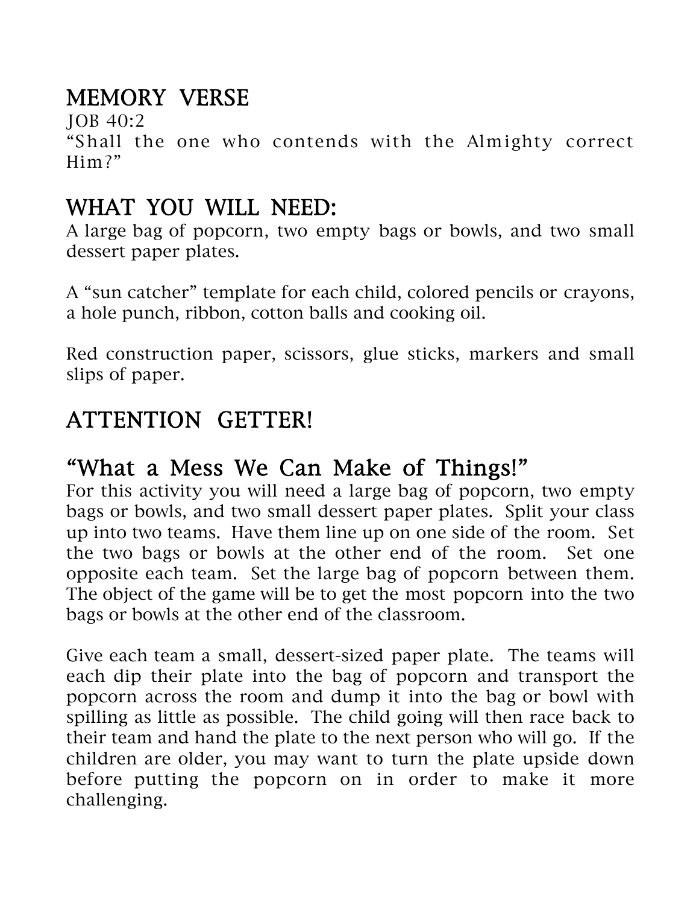## MEMORY VERSE

JOB 40:2
"Shall the one who contends with the Almighty correct Him?"

## WHAT YOU WILL NEED:

A large bag of popcorn, two empty bags or bowls, and two small dessert paper plates.

A "sun catcher" template for each child, colored pencils or crayons, a hole punch, ribbon, cotton balls and cooking oil.

Red construction paper, scissors, glue sticks, markers and small slips of paper.

## ATTENTION GETTER!

## "What a Mess We Can Make of Things!"

For this activity you will need a large bag of popcorn, two empty bags or bowls, and two small dessert paper plates. Split your class up into two teams. Have them line up on one side of the room. Set the two bags or bowls at the other end of the room. Set one opposite each team. Set the large bag of popcorn between them. The object of the game will be to get the most popcorn into the two bags or bowls at the other end of the classroom.

Give each team a small, dessert-sized paper plate. The teams will each dip their plate into the bag of popcorn and transport the popcorn across the room and dump it into the bag or bowl with spilling as little as possible. The child going will then race back to their team and hand the plate to the next person who will go. If the children are older, you may want to turn the plate upside down before putting the popcorn on in order to make it more challenging.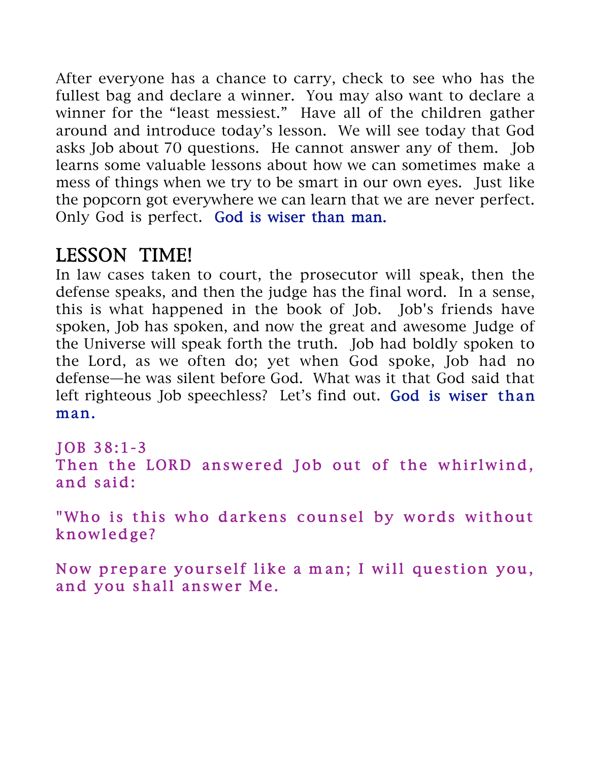After everyone has a chance to carry, check to see who has the fullest bag and declare a winner. You may also want to declare a winner for the "least messiest." Have all of the children gather around and introduce today's lesson. We will see today that God asks Job about 70 questions. He cannot answer any of them. Job learns some valuable lessons about how we can sometimes make a mess of things when we try to be smart in our own eyes. Just like the popcorn got everywhere we can learn that we are never perfect. Only God is perfect. God is wiser than man.

## LESSON TIME!

In law cases taken to court, the prosecutor will speak, then the defense speaks, and then the judge has the final word. In a sense, this is what happened in the book of Job. Job's friends have spoken, Job has spoken, and now the great and awesome Judge of the Universe will speak forth the truth. Job had boldly spoken to the Lord, as we often do; yet when God spoke, Job had no defense—he was silent before God. What was it that God said that left righteous Job speechless? Let's find out. God is wiser than man.

JOB 38:1-3
Then the LORD answered Job out of the whirlwind, and said:

"Who is this who darkens counsel by words without knowledge?

Now prepare yourself like a man; I will question you, and you shall answer Me.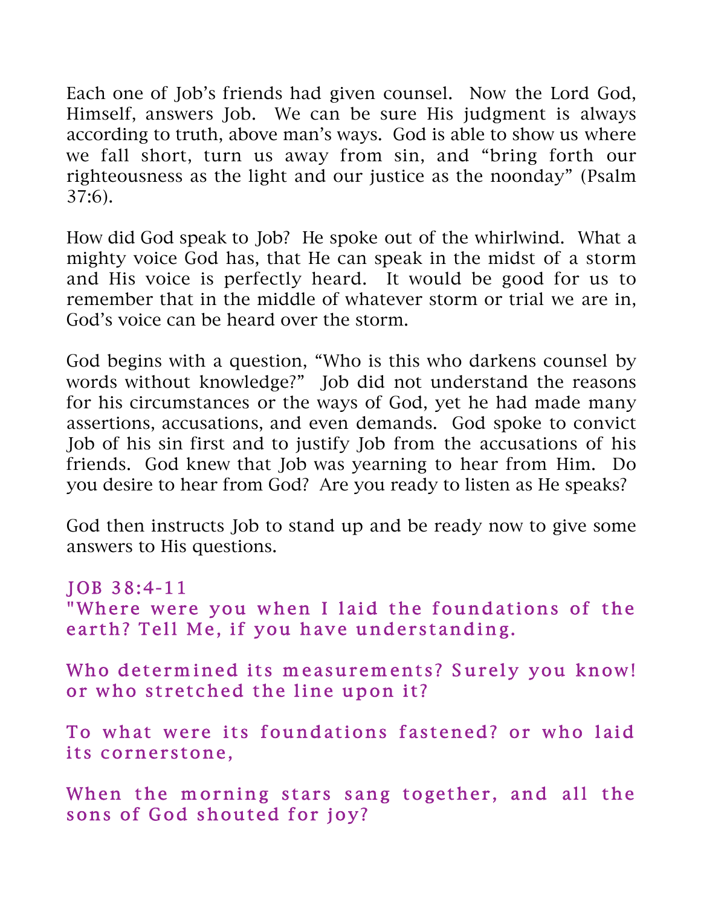Each one of Job's friends had given counsel. Now the Lord God, Himself, answers Job. We can be sure His judgment is always according to truth, above man's ways. God is able to show us where we fall short, turn us away from sin, and "bring forth our righteousness as the light and our justice as the noonday" (Psalm 37:6).

How did God speak to Job? He spoke out of the whirlwind. What a mighty voice God has, that He can speak in the midst of a storm and His voice is perfectly heard. It would be good for us to remember that in the middle of whatever storm or trial we are in, God's voice can be heard over the storm.

God begins with a question, "Who is this who darkens counsel by words without knowledge?" Job did not understand the reasons for his circumstances or the ways of God, yet he had made many assertions, accusations, and even demands. God spoke to convict Job of his sin first and to justify Job from the accusations of his friends. God knew that Job was yearning to hear from Him. Do you desire to hear from God? Are you ready to listen as He speaks?

God then instructs Job to stand up and be ready now to give some answers to His questions.

JOB 38:4-11

"Where were you when I laid the foundations of the earth? Tell Me, if you have understanding.

Who determined its measurements? Surely you know! or who stretched the line upon it?

To what were its foundations fastened? or who laid its cornerstone,

When the morning stars sang together, and all the sons of God shouted for joy?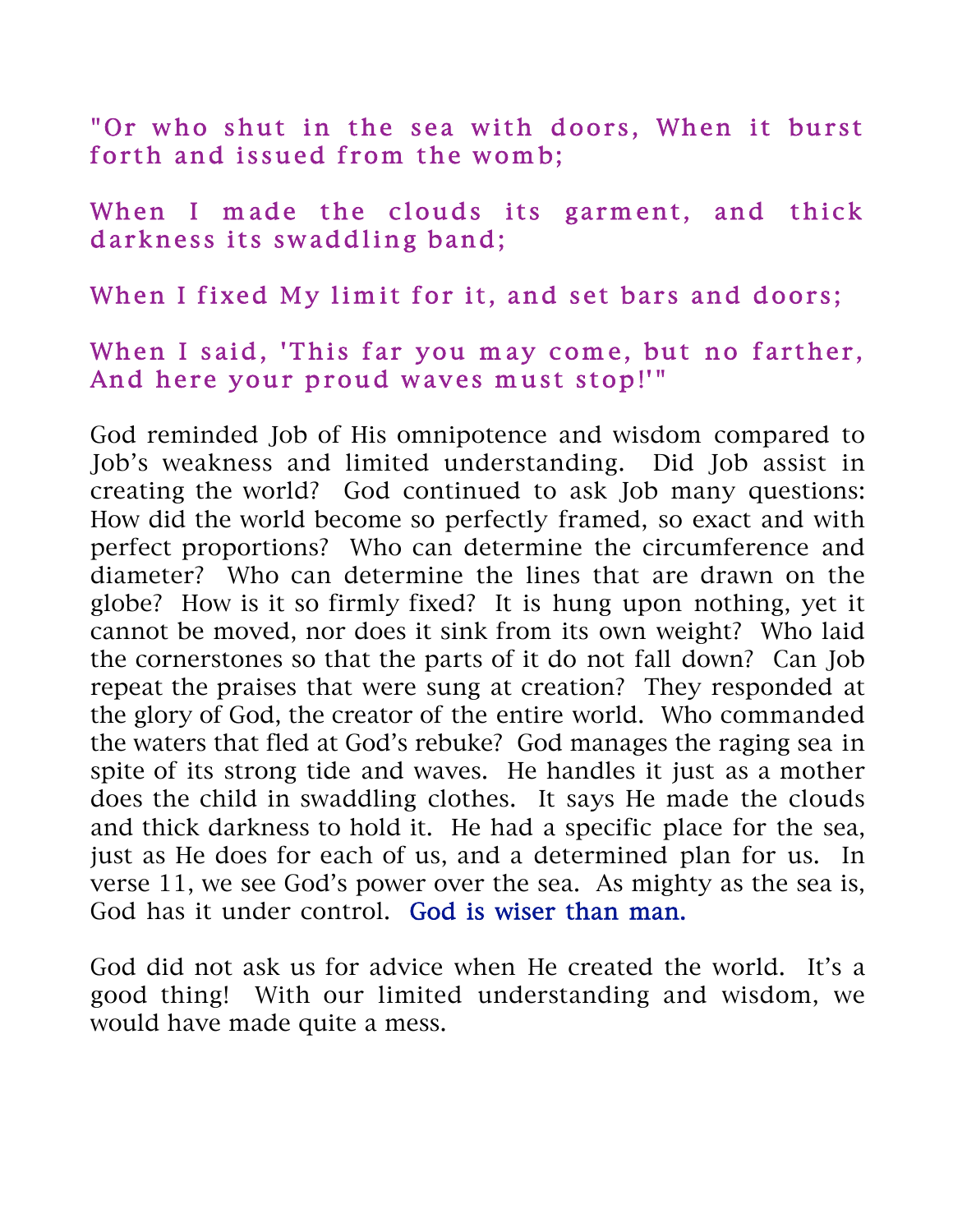"Or who shut in the sea with doors, When it burst forth and issued from the womb;

When I made the clouds its garment, and thick darkness its swaddling band;

When I fixed My limit for it, and set bars and doors;

When I said, 'This far you may come, but no farther, And here your proud waves must stop!'"

God reminded Job of His omnipotence and wisdom compared to Job's weakness and limited understanding. Did Job assist in creating the world? God continued to ask Job many questions: How did the world become so perfectly framed, so exact and with perfect proportions? Who can determine the circumference and diameter? Who can determine the lines that are drawn on the globe? How is it so firmly fixed? It is hung upon nothing, yet it cannot be moved, nor does it sink from its own weight? Who laid the cornerstones so that the parts of it do not fall down? Can Job repeat the praises that were sung at creation? They responded at the glory of God, the creator of the entire world. Who commanded the waters that fled at God's rebuke? God manages the raging sea in spite of its strong tide and waves. He handles it just as a mother does the child in swaddling clothes. It says He made the clouds and thick darkness to hold it. He had a specific place for the sea, just as He does for each of us, and a determined plan for us. In verse 11, we see God's power over the sea. As mighty as the sea is, God has it under control. God is wiser than man.

God did not ask us for advice when He created the world. It's a good thing! With our limited understanding and wisdom, we would have made quite a mess.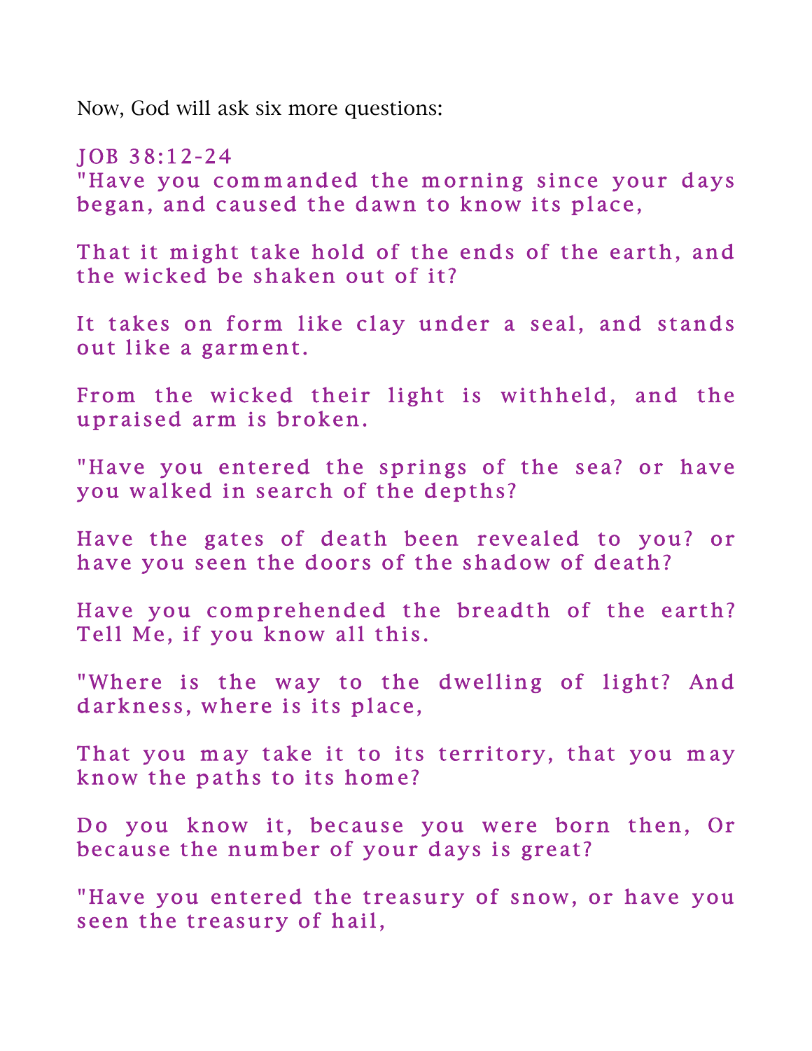Now, God will ask six more questions:

JOB 38:12-24

"Have you commanded the morning since your days began, and caused the dawn to know its place,

That it might take hold of the ends of the earth, and the wicked be shaken out of it?

It takes on form like clay under a seal, and stands out like a garment.

From the wicked their light is withheld, and the upraised arm is broken.

"Have you entered the springs of the sea? or have you walked in search of the depths?

Have the gates of death been revealed to you? or have you seen the doors of the shadow of death?

Have you comprehended the breadth of the earth? Tell Me, if you know all this.

"Where is the way to the dwelling of light? And darkness, where is its place,

That you may take it to its territory, that you may know the paths to its home?

Do you know it, because you were born then, Or because the number of your days is great?

"Have you entered the treasury of snow, or have you seen the treasury of hail,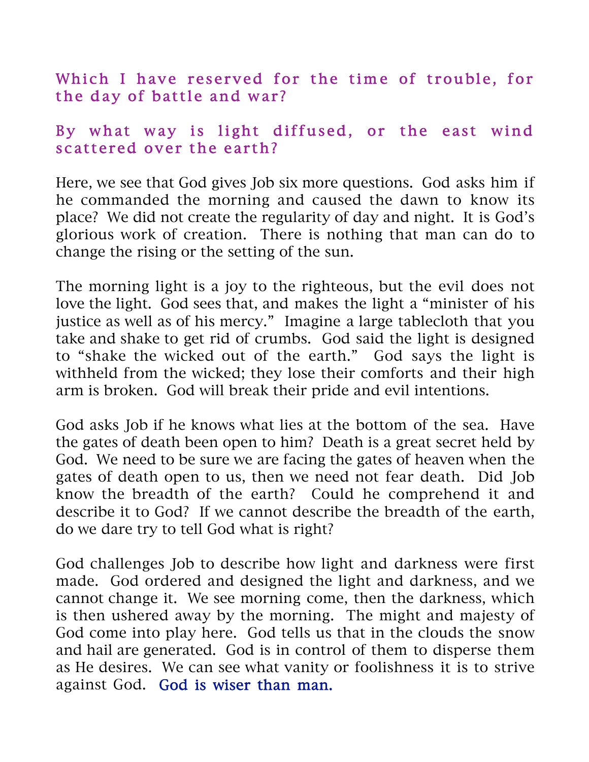**Which I have reserved for the time of trouble, for the day of battle and war?**

**By what way is light diffused, or the east wind scattered over the earth?**

Here, we see that God gives Job six more questions. God asks him if he commanded the morning and caused the dawn to know its place? We did not create the regularity of day and night. It is God's glorious work of creation. There is nothing that man can do to change the rising or the setting of the sun.

The morning light is a joy to the righteous, but the evil does not love the light. God sees that, and makes the light a "minister of his justice as well as of his mercy." Imagine a large tablecloth that you take and shake to get rid of crumbs. God said the light is designed to "shake the wicked out of the earth." God says the light is withheld from the wicked; they lose their comforts and their high arm is broken. God will break their pride and evil intentions.

God asks Job if he knows what lies at the bottom of the sea. Have the gates of death been open to him? Death is a great secret held by God. We need to be sure we are facing the gates of heaven when the gates of death open to us, then we need not fear death. Did Job know the breadth of the earth? Could he comprehend it and describe it to God? If we cannot describe the breadth of the earth, do we dare try to tell God what is right?

God challenges Job to describe how light and darkness were first made. God ordered and designed the light and darkness, and we cannot change it. We see morning come, then the darkness, which is then ushered away by the morning. The might and majesty of God come into play here. God tells us that in the clouds the snow and hail are generated. God is in control of them to disperse them as He desires. We can see what vanity or foolishness it is to strive against God. God is wiser than man.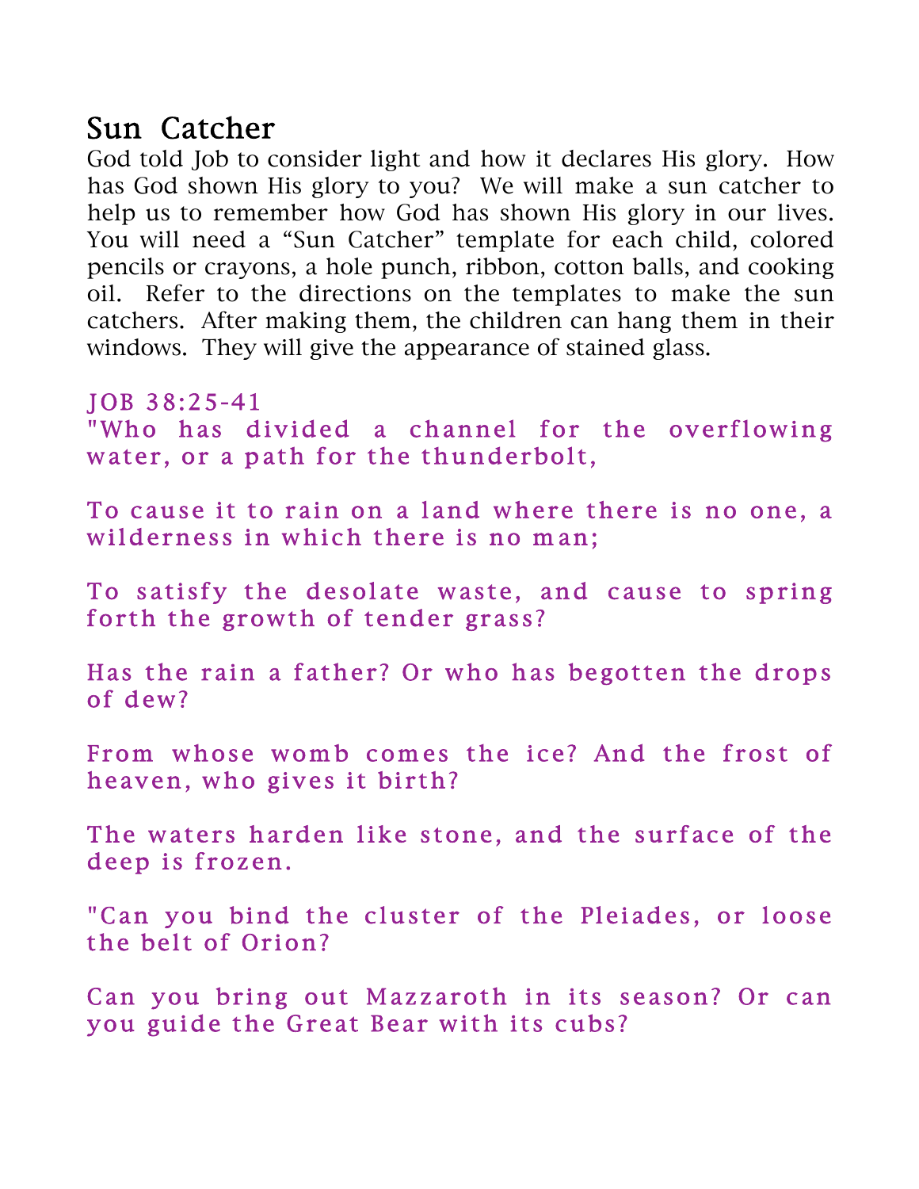## Sun Catcher

God told Job to consider light and how it declares His glory. How has God shown His glory to you? We will make a sun catcher to help us to remember how God has shown His glory in our lives. You will need a “Sun Catcher” template for each child, colored pencils or crayons, a hole punch, ribbon, cotton balls, and cooking oil. Refer to the directions on the templates to make the sun catchers. After making them, the children can hang them in their windows. They will give the appearance of stained glass.

JOB 38:25-41

"Who has divided a channel for the overflowing water, or a path for the thunderbolt,

To cause it to rain on a land where there is no one, a wilderness in which there is no man;

To satisfy the desolate waste, and cause to spring forth the growth of tender grass?

Has the rain a father? Or who has begotten the drops of dew?

From whose womb comes the ice? And the frost of heaven, who gives it birth?

The waters harden like stone, and the surface of the deep is frozen.

"Can you bind the cluster of the Pleiades, or loose the belt of Orion?

Can you bring out Mazzaroth in its season? Or can you guide the Great Bear with its cubs?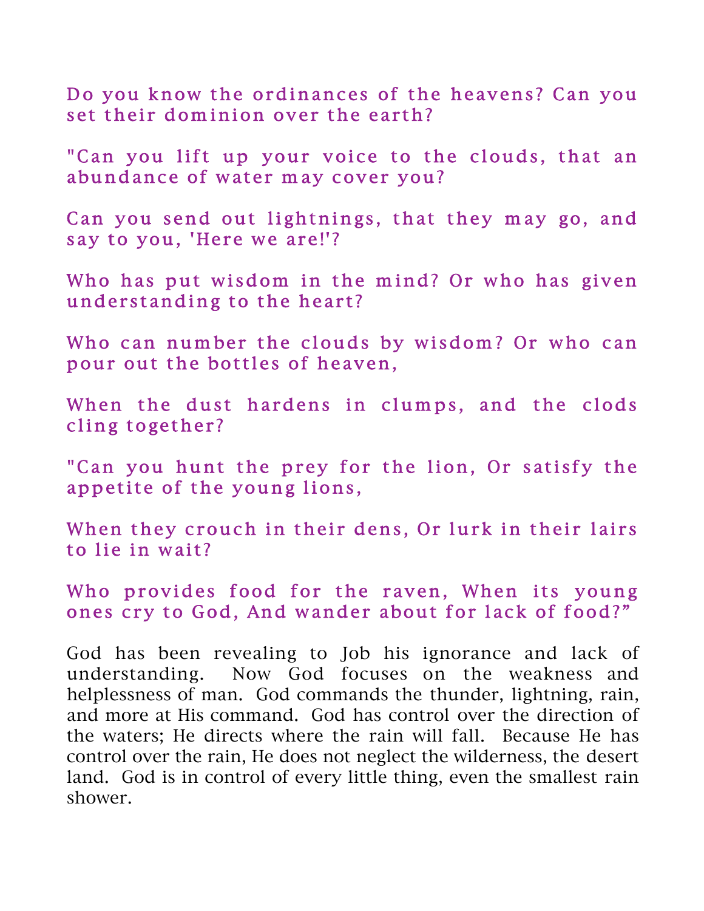Do you know the ordinances of the heavens? Can you set their dominion over the earth?

"Can you lift up your voice to the clouds, that an abundance of water may cover you?

Can you send out lightnings, that they may go, and say to you, 'Here we are!'?

Who has put wisdom in the mind? Or who has given understanding to the heart?

Who can number the clouds by wisdom? Or who can pour out the bottles of heaven,

When the dust hardens in clumps, and the clods cling together?

"Can you hunt the prey for the lion, Or satisfy the appetite of the young lions,

When they crouch in their dens, Or lurk in their lairs to lie in wait?

Who provides food for the raven, When its young ones cry to God, And wander about for lack of food?"

God has been revealing to Job his ignorance and lack of understanding. Now God focuses on the weakness and helplessness of man. God commands the thunder, lightning, rain, and more at His command. God has control over the direction of the waters; He directs where the rain will fall. Because He has control over the rain, He does not neglect the wilderness, the desert land. God is in control of every little thing, even the smallest rain shower.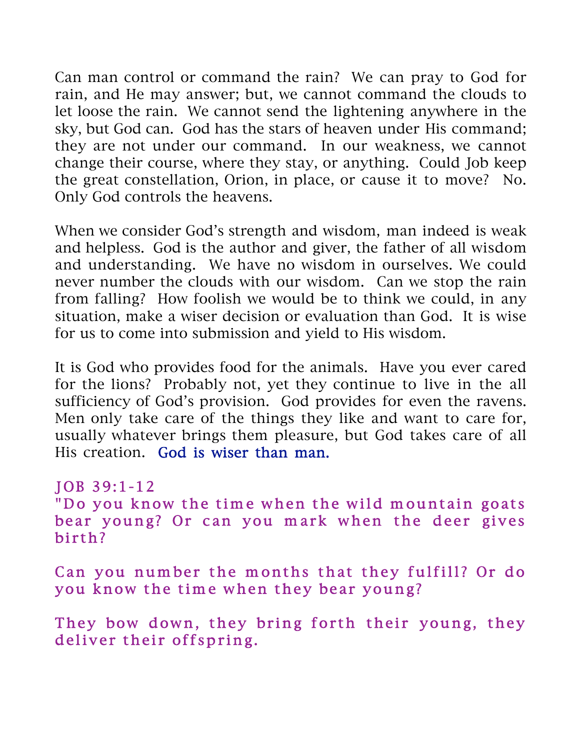Can man control or command the rain? We can pray to God for rain, and He may answer; but, we cannot command the clouds to let loose the rain. We cannot send the lightening anywhere in the sky, but God can. God has the stars of heaven under His command; they are not under our command. In our weakness, we cannot change their course, where they stay, or anything. Could Job keep the great constellation, Orion, in place, or cause it to move? No. Only God controls the heavens.

When we consider God's strength and wisdom, man indeed is weak and helpless. God is the author and giver, the father of all wisdom and understanding. We have no wisdom in ourselves. We could never number the clouds with our wisdom. Can we stop the rain from falling? How foolish we would be to think we could, in any situation, make a wiser decision or evaluation than God. It is wise for us to come into submission and yield to His wisdom.

It is God who provides food for the animals. Have you ever cared for the lions? Probably not, yet they continue to live in the all sufficiency of God's provision. God provides for even the ravens. Men only take care of the things they like and want to care for, usually whatever brings them pleasure, but God takes care of all His creation. God is wiser than man.

JOB 39:1-12

"Do you know the time when the wild mountain goats bear young? Or can you mark when the deer gives birth?

Can you number the months that they fulfill? Or do you know the time when they bear young?

They bow down, they bring forth their young, they deliver their offspring.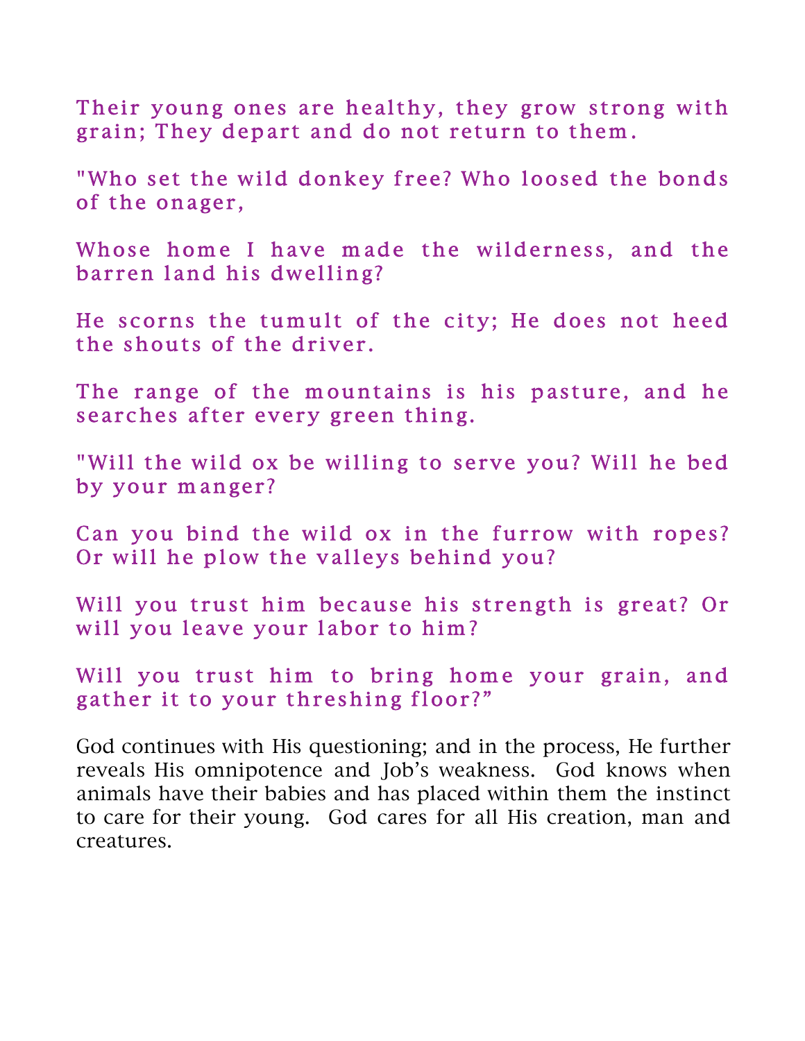Their young ones are healthy, they grow strong with grain; They depart and do not return to them.

"Who set the wild donkey free? Who loosed the bonds of the onager,

Whose home I have made the wilderness, and the barren land his dwelling?

He scorns the tumult of the city; He does not heed the shouts of the driver.

The range of the mountains is his pasture, and he searches after every green thing.

"Will the wild ox be willing to serve you? Will he bed by your manger?

Can you bind the wild ox in the furrow with ropes? Or will he plow the valleys behind you?

Will you trust him because his strength is great? Or will you leave your labor to him?

Will you trust him to bring home your grain, and gather it to your threshing floor?"

God continues with His questioning; and in the process, He further reveals His omnipotence and Job's weakness. God knows when animals have their babies and has placed within them the instinct to care for their young. God cares for all His creation, man and creatures.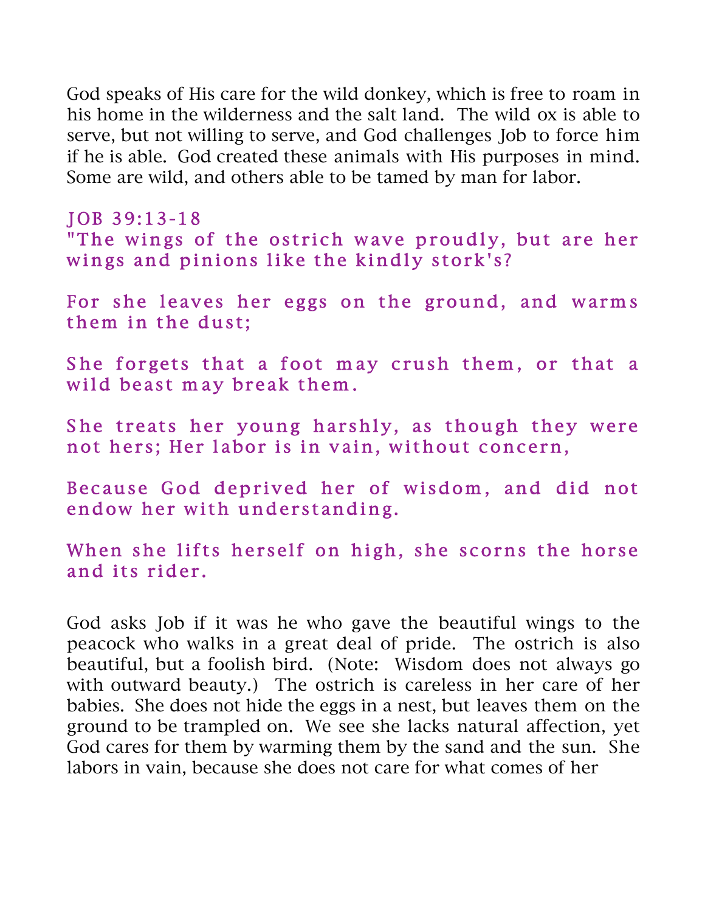God speaks of His care for the wild donkey, which is free to roam in his home in the wilderness and the salt land.  The wild ox is able to serve, but not willing to serve, and God challenges Job to force him if he is able.  God created these animals with His purposes in mind. Some are wild, and others able to be tamed by man for labor.

JOB 39:13-18

"The wings of the ostrich wave proudly, but are her wings and pinions like the kindly stork's?

For she leaves her eggs on the ground, and warms them in the dust;

She forgets that a foot may crush them, or that a wild beast may break them.

She treats her young harshly, as though they were not hers; Her labor is in vain, without concern,

Because God deprived her of wisdom, and did not endow her with understanding.

When she lifts herself on high, she scorns the horse and its rider.

God asks Job if it was he who gave the beautiful wings to the peacock who walks in a great deal of pride.  The ostrich is also beautiful, but a foolish bird. (Note:  Wisdom does not always go with outward beauty.)  The ostrich is careless in her care of her babies.  She does not hide the eggs in a nest, but leaves them on the ground to be trampled on.  We see she lacks natural affection, yet God cares for them by warming them by the sand and the sun.  She labors in vain, because she does not care for what comes of her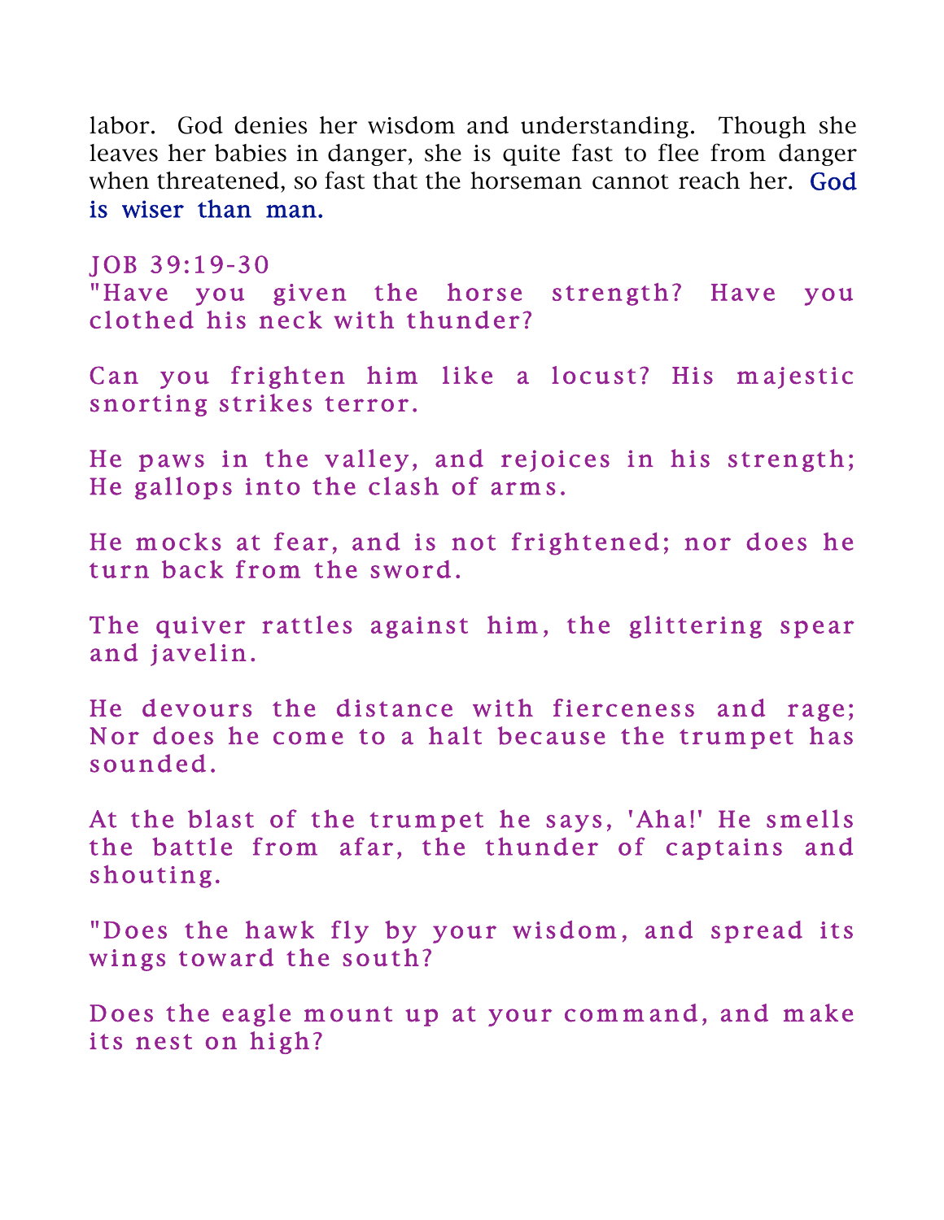labor. God denies her wisdom and understanding. Though she leaves her babies in danger, she is quite fast to flee from danger when threatened, so fast that the horseman cannot reach her. God is wiser than man.

JOB 39:19-30

"Have you given the horse strength? Have you clothed his neck with thunder?

Can you frighten him like a locust? His majestic snorting strikes terror.

He paws in the valley, and rejoices in his strength; He gallops into the clash of arms.

He mocks at fear, and is not frightened; nor does he turn back from the sword.

The quiver rattles against him, the glittering spear and javelin.

He devours the distance with fierceness and rage; Nor does he come to a halt because the trumpet has sounded.

At the blast of the trumpet he says, 'Aha!' He smells the battle from afar, the thunder of captains and shouting.

"Does the hawk fly by your wisdom, and spread its wings toward the south?

Does the eagle mount up at your command, and make its nest on high?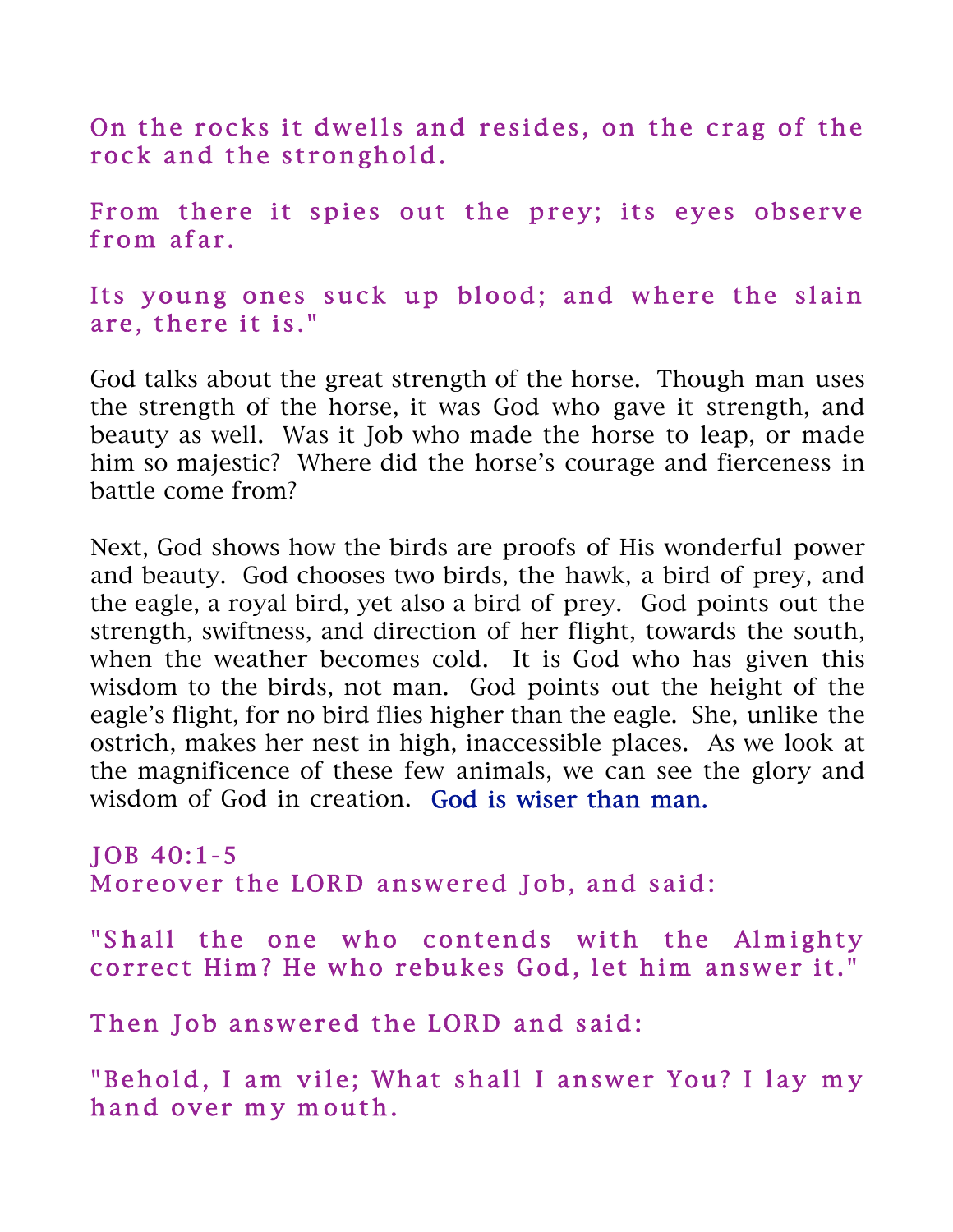On the rocks it dwells and resides, on the crag of the rock and the stronghold.

From there it spies out the prey; its eyes observe from afar.

Its young ones suck up blood; and where the slain are, there it is."

God talks about the great strength of the horse. Though man uses the strength of the horse, it was God who gave it strength, and beauty as well. Was it Job who made the horse to leap, or made him so majestic? Where did the horse's courage and fierceness in battle come from?

Next, God shows how the birds are proofs of His wonderful power and beauty. God chooses two birds, the hawk, a bird of prey, and the eagle, a royal bird, yet also a bird of prey. God points out the strength, swiftness, and direction of her flight, towards the south, when the weather becomes cold. It is God who has given this wisdom to the birds, not man. God points out the height of the eagle's flight, for no bird flies higher than the eagle. She, unlike the ostrich, makes her nest in high, inaccessible places. As we look at the magnificence of these few animals, we can see the glory and wisdom of God in creation. God is wiser than man.

JOB 40:1-5
Moreover the LORD answered Job, and said:

"Shall the one who contends with the Almighty correct Him? He who rebukes God, let him answer it."

Then Job answered the LORD and said:

"Behold, I am vile; What shall I answer You? I lay my hand over my mouth.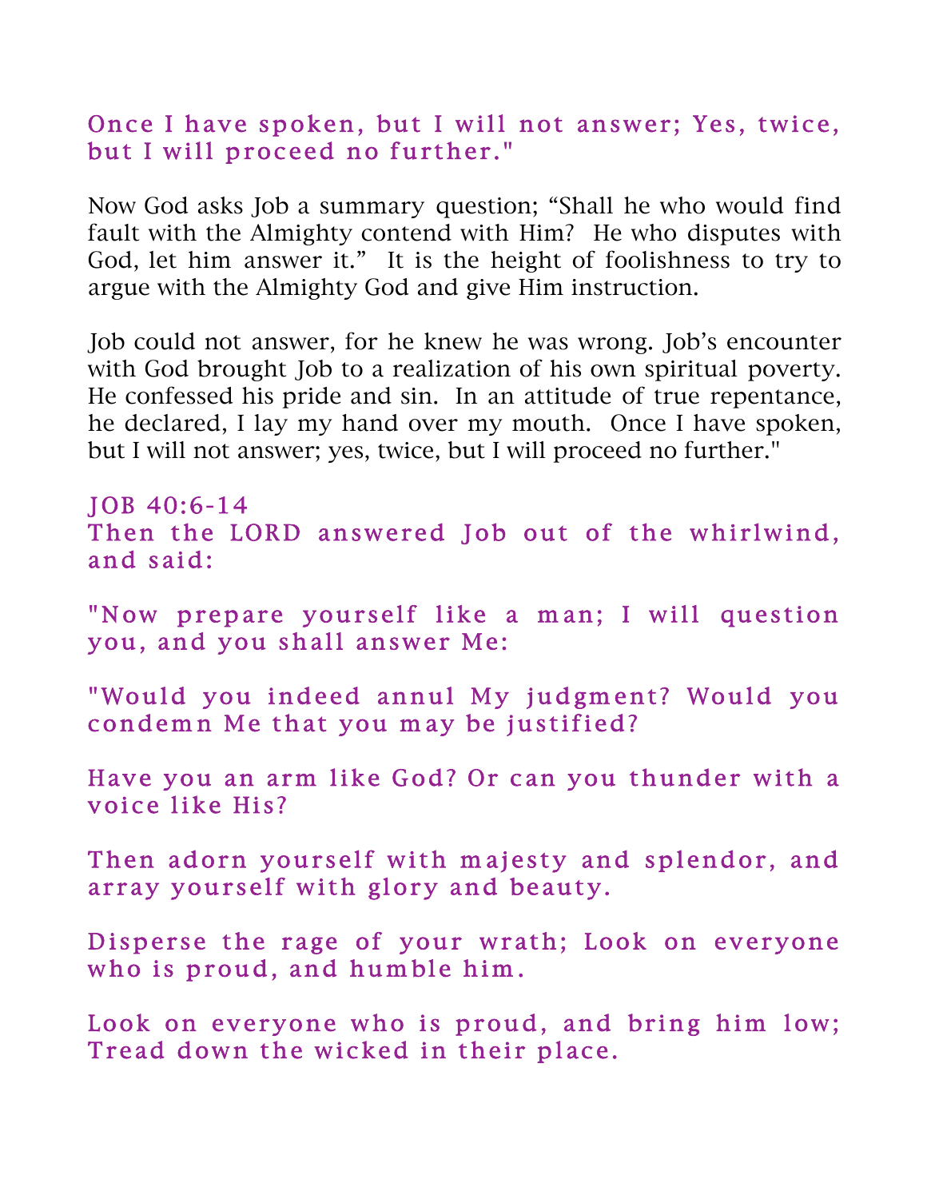Once I have spoken, but I will not answer; Yes, twice, but I will proceed no further."

Now God asks Job a summary question; "Shall he who would find fault with the Almighty contend with Him? He who disputes with God, let him answer it." It is the height of foolishness to try to argue with the Almighty God and give Him instruction.

Job could not answer, for he knew he was wrong. Job's encounter with God brought Job to a realization of his own spiritual poverty. He confessed his pride and sin. In an attitude of true repentance, he declared, I lay my hand over my mouth. Once I have spoken, but I will not answer; yes, twice, but I will proceed no further."

JOB 40:6-14

Then the LORD answered Job out of the whirlwind, and said:

"Now prepare yourself like a man; I will question you, and you shall answer Me:

"Would you indeed annul My judgment? Would you condemn Me that you may be justified?

Have you an arm like God? Or can you thunder with a voice like His?

Then adorn yourself with majesty and splendor, and array yourself with glory and beauty.

Disperse the rage of your wrath; Look on everyone who is proud, and humble him.

Look on everyone who is proud, and bring him low; Tread down the wicked in their place.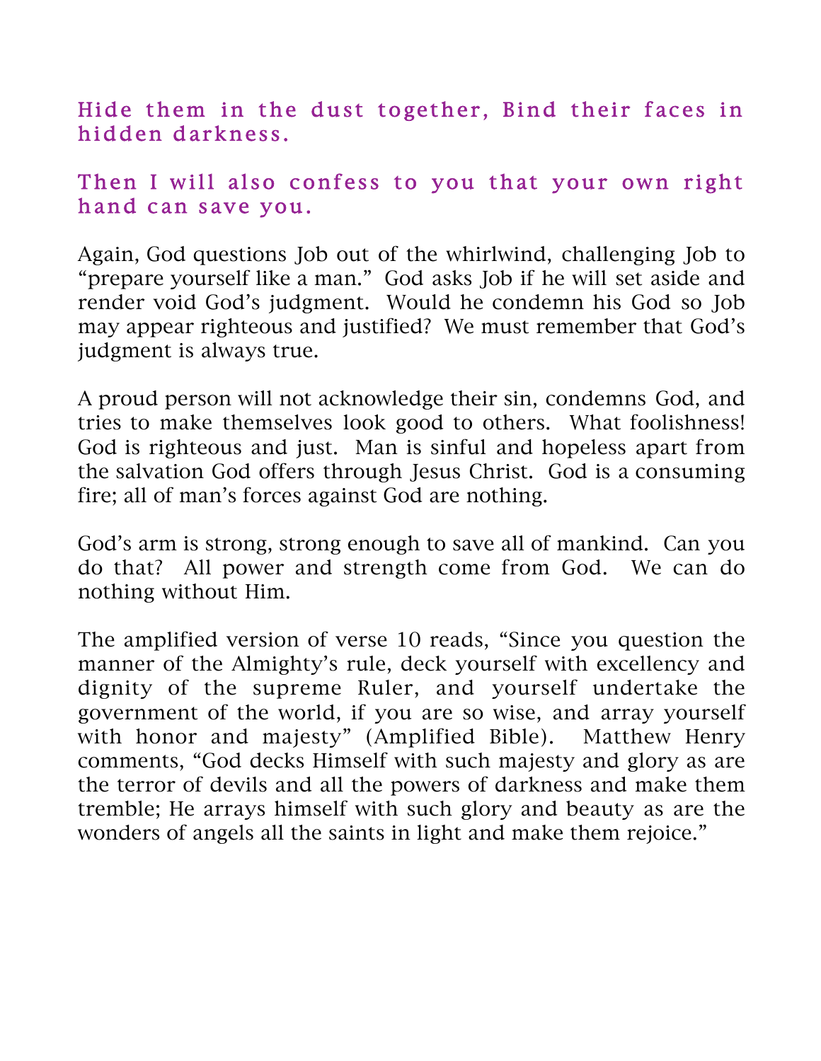**Hide them in the dust together, Bind their faces in hidden darkness.**

**Then I will also confess to you that your own right hand can save you.**

Again, God questions Job out of the whirlwind, challenging Job to "prepare yourself like a man." God asks Job if he will set aside and render void God's judgment. Would he condemn his God so Job may appear righteous and justified? We must remember that God's judgment is always true.

A proud person will not acknowledge their sin, condemns God, and tries to make themselves look good to others. What foolishness! God is righteous and just. Man is sinful and hopeless apart from the salvation God offers through Jesus Christ. God is a consuming fire; all of man's forces against God are nothing.

God's arm is strong, strong enough to save all of mankind. Can you do that? All power and strength come from God. We can do nothing without Him.

The amplified version of verse 10 reads, "Since you question the manner of the Almighty's rule, deck yourself with excellency and dignity of the supreme Ruler, and yourself undertake the government of the world, if you are so wise, and array yourself with honor and majesty" (Amplified Bible). Matthew Henry comments, "God decks Himself with such majesty and glory as are the terror of devils and all the powers of darkness and make them tremble; He arrays himself with such glory and beauty as are the wonders of angels all the saints in light and make them rejoice."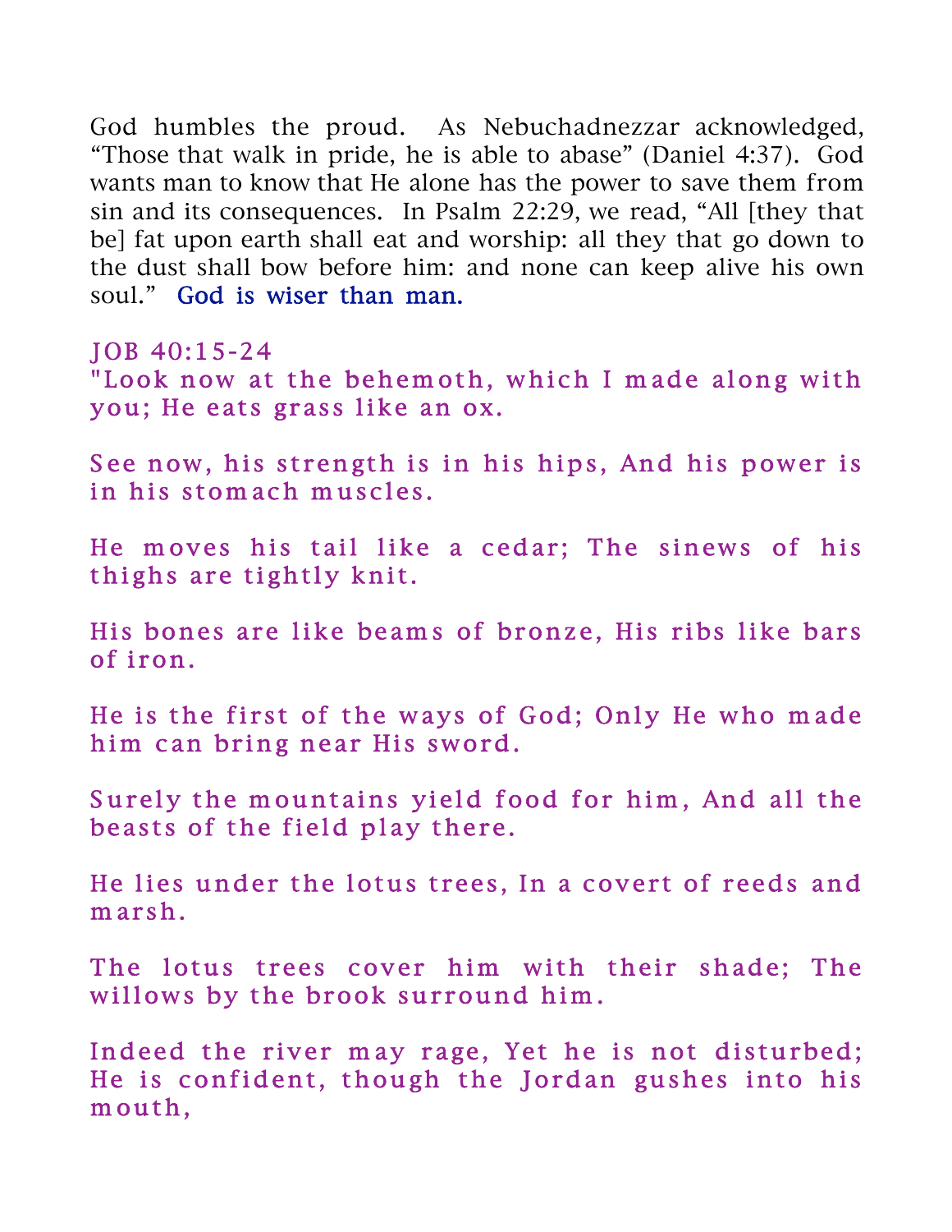God humbles the proud. As Nebuchadnezzar acknowledged, "Those that walk in pride, he is able to abase" (Daniel 4:37). God wants man to know that He alone has the power to save them from sin and its consequences. In Psalm 22:29, we read, "All [they that be] fat upon earth shall eat and worship: all they that go down to the dust shall bow before him: and none can keep alive his own soul." God is wiser than man.

JOB 40:15-24

"Look now at the behemoth, which I made along with you; He eats grass like an ox.

See now, his strength is in his hips, And his power is in his stomach muscles.

He moves his tail like a cedar; The sinews of his thighs are tightly knit.

His bones are like beams of bronze, His ribs like bars of iron.

He is the first of the ways of God; Only He who made him can bring near His sword.

Surely the mountains yield food for him, And all the beasts of the field play there.

He lies under the lotus trees, In a covert of reeds and marsh.

The lotus trees cover him with their shade; The willows by the brook surround him.

Indeed the river may rage, Yet he is not disturbed; He is confident, though the Jordan gushes into his mouth,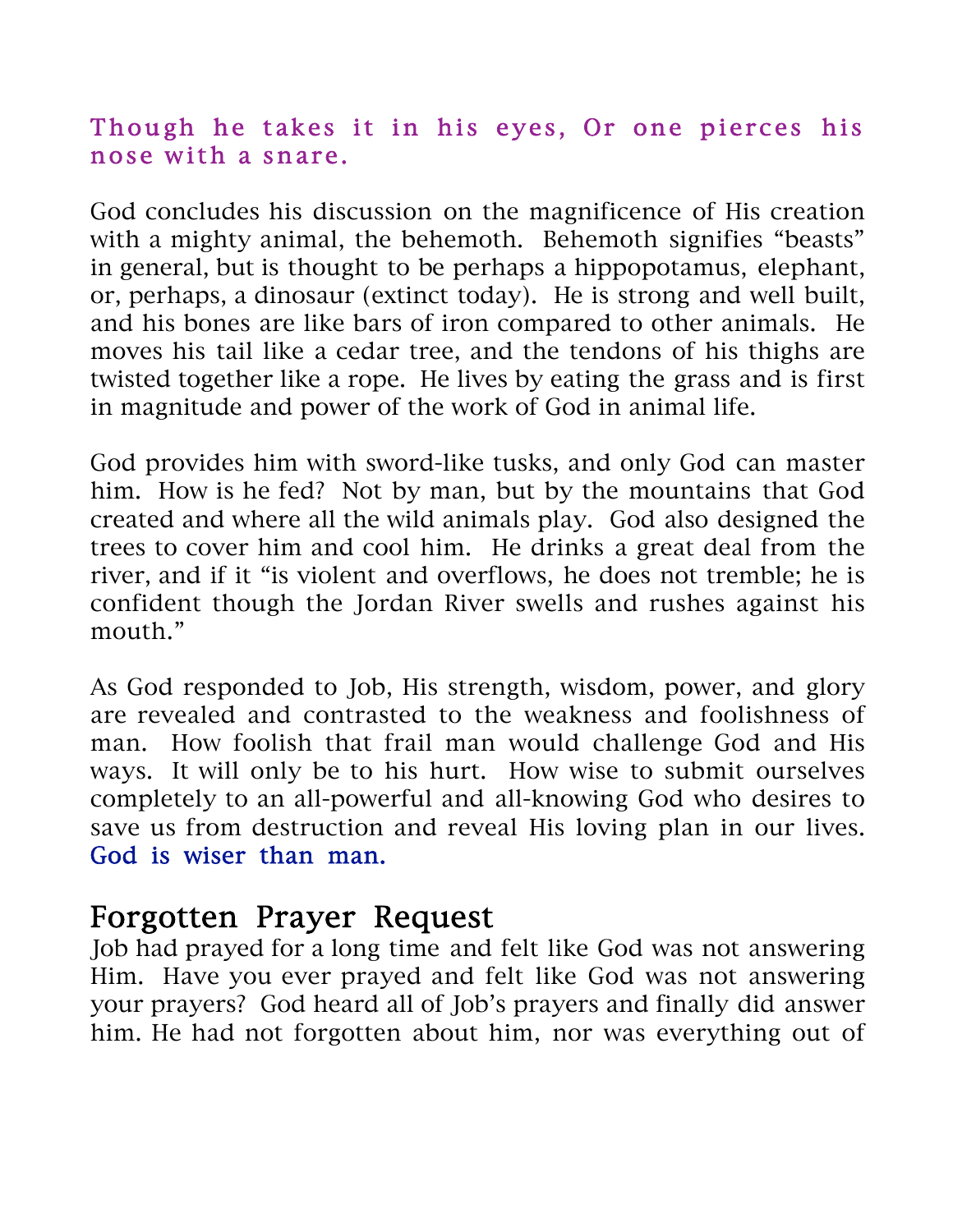Though he takes it in his eyes, Or one pierces his nose with a snare.

God concludes his discussion on the magnificence of His creation with a mighty animal, the behemoth. Behemoth signifies "beasts" in general, but is thought to be perhaps a hippopotamus, elephant, or, perhaps, a dinosaur (extinct today). He is strong and well built, and his bones are like bars of iron compared to other animals. He moves his tail like a cedar tree, and the tendons of his thighs are twisted together like a rope. He lives by eating the grass and is first in magnitude and power of the work of God in animal life.

God provides him with sword-like tusks, and only God can master him. How is he fed? Not by man, but by the mountains that God created and where all the wild animals play. God also designed the trees to cover him and cool him. He drinks a great deal from the river, and if it "is violent and overflows, he does not tremble; he is confident though the Jordan River swells and rushes against his mouth."

As God responded to Job, His strength, wisdom, power, and glory are revealed and contrasted to the weakness and foolishness of man. How foolish that frail man would challenge God and His ways. It will only be to his hurt. How wise to submit ourselves completely to an all-powerful and all-knowing God who desires to save us from destruction and reveal His loving plan in our lives. God is wiser than man.

## Forgotten Prayer Request

Job had prayed for a long time and felt like God was not answering Him. Have you ever prayed and felt like God was not answering your prayers? God heard all of Job's prayers and finally did answer him. He had not forgotten about him, nor was everything out of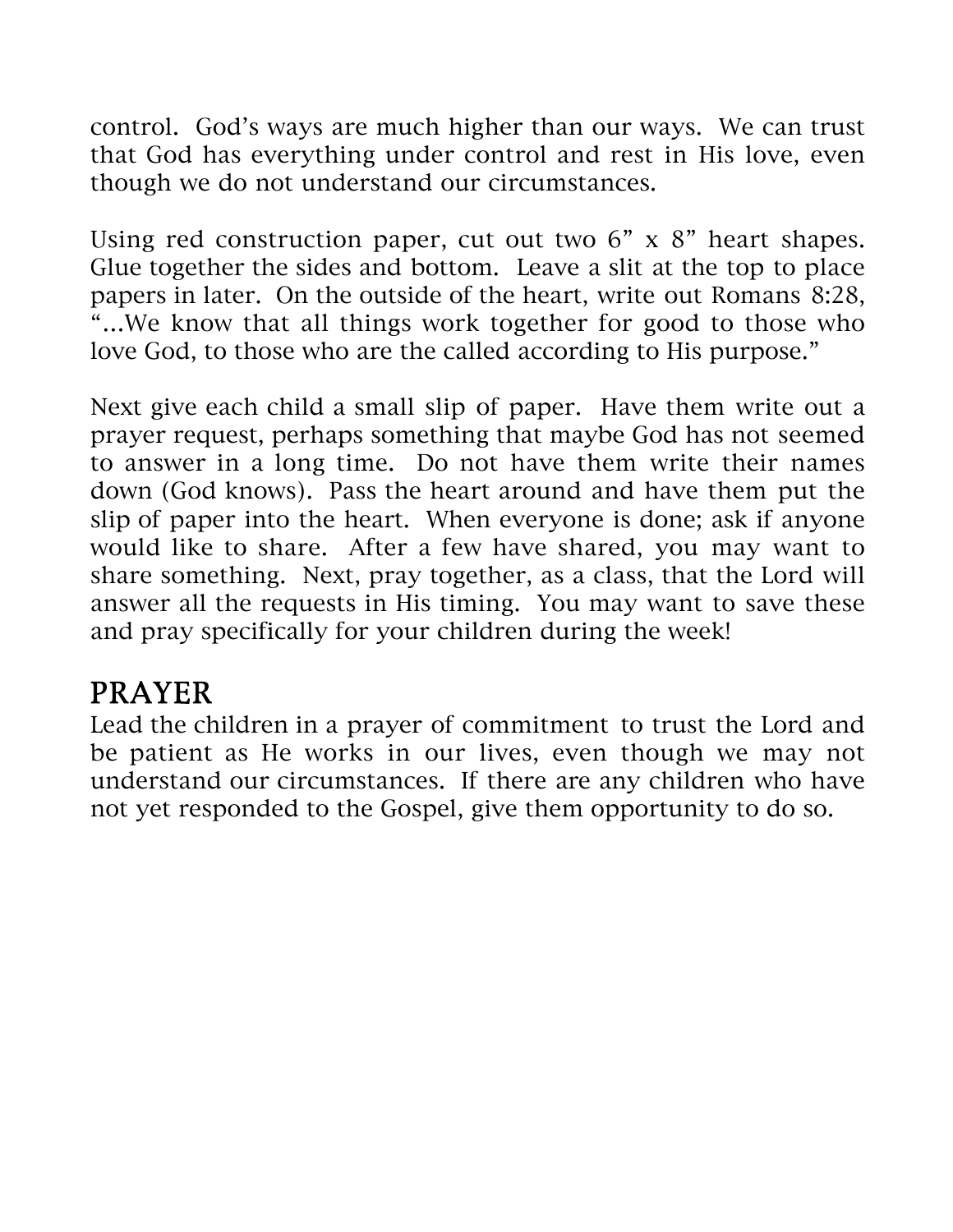control. God's ways are much higher than our ways. We can trust that God has everything under control and rest in His love, even though we do not understand our circumstances.

Using red construction paper, cut out two 6" x 8" heart shapes. Glue together the sides and bottom. Leave a slit at the top to place papers in later. On the outside of the heart, write out Romans 8:28, "…We know that all things work together for good to those who love God, to those who are the called according to His purpose."

Next give each child a small slip of paper. Have them write out a prayer request, perhaps something that maybe God has not seemed to answer in a long time. Do not have them write their names down (God knows). Pass the heart around and have them put the slip of paper into the heart. When everyone is done; ask if anyone would like to share. After a few have shared, you may want to share something. Next, pray together, as a class, that the Lord will answer all the requests in His timing. You may want to save these and pray specifically for your children during the week!

## PRAYER

Lead the children in a prayer of commitment to trust the Lord and be patient as He works in our lives, even though we may not understand our circumstances. If there are any children who have not yet responded to the Gospel, give them opportunity to do so.